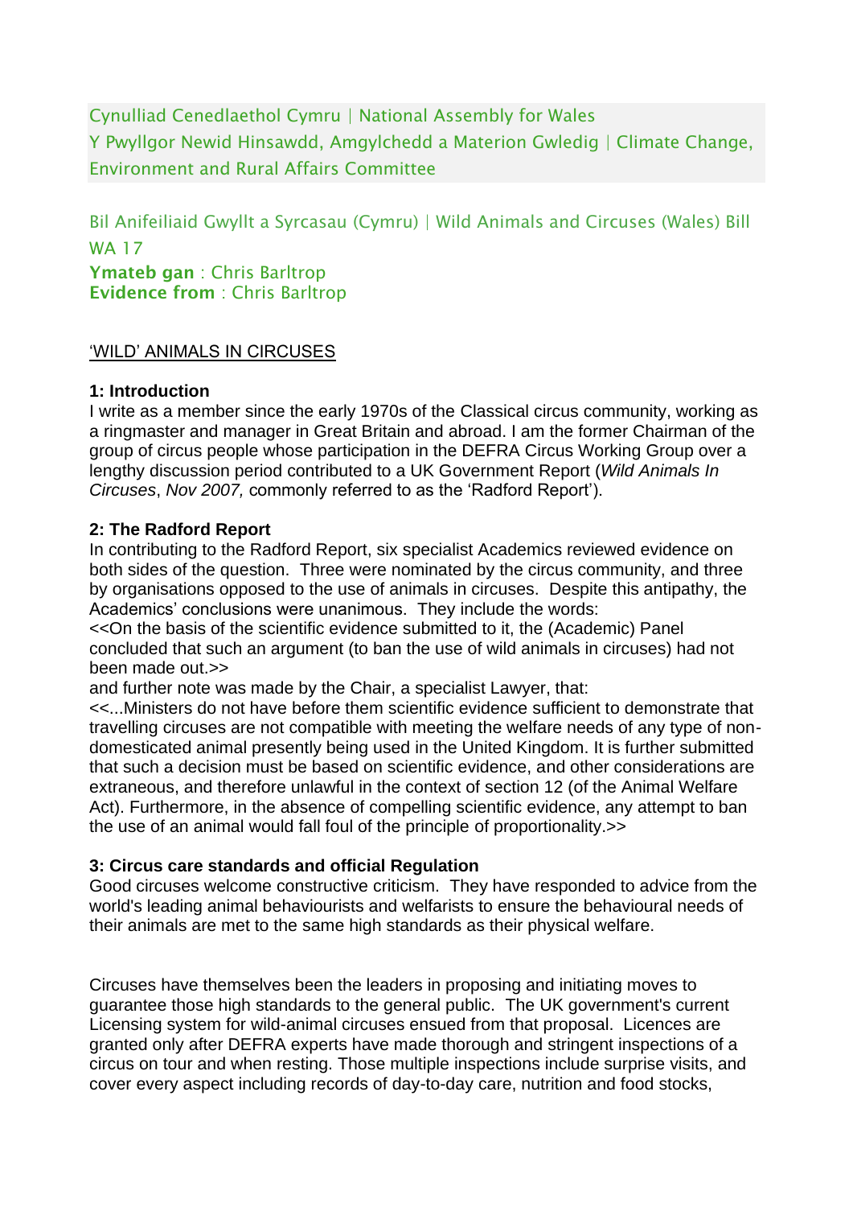Cynulliad Cenedlaethol Cymru | National Assembly for Wales
Y Pwyllgor Newid Hinsawdd, Amgylchedd a Materion Gwledig | Climate Change, Environment and Rural Affairs Committee

Bil Anifeiliaid Gwyllt a Syrcasau (Cymru) | Wild Animals and Circuses (Wales) Bill
WA 17
**Ymateb gan** : Chris Barltrop
**Evidence from** : Chris Barltrop

## 'WILD' ANIMALS IN CIRCUSES

### 1: Introduction

I write as a member since the early 1970s of the Classical circus community, working as a ringmaster and manager in Great Britain and abroad. I am the former Chairman of the group of circus people whose participation in the DEFRA Circus Working Group over a lengthy discussion period contributed to a UK Government Report (*Wild Animals In Circuses*, *Nov 2007,* commonly referred to as the 'Radford Report').

### 2: The Radford Report

In contributing to the Radford Report, six specialist Academics reviewed evidence on both sides of the question. Three were nominated by the circus community, and three by organisations opposed to the use of animals in circuses. Despite this antipathy, the Academics' conclusions were unanimous. They include the words:
<<On the basis of the scientific evidence submitted to it, the (Academic) Panel concluded that such an argument (to ban the use of wild animals in circuses) had not been made out.>>
and further note was made by the Chair, a specialist Lawyer, that:
<<...Ministers do not have before them scientific evidence sufficient to demonstrate that travelling circuses are not compatible with meeting the welfare needs of any type of non-domesticated animal presently being used in the United Kingdom. It is further submitted that such a decision must be based on scientific evidence, and other considerations are extraneous, and therefore unlawful in the context of section 12 (of the Animal Welfare Act). Furthermore, in the absence of compelling scientific evidence, any attempt to ban the use of an animal would fall foul of the principle of proportionality.>>

### 3: Circus care standards and official Regulation

Good circuses welcome constructive criticism. They have responded to advice from the world's leading animal behaviourists and welfarists to ensure the behavioural needs of their animals are met to the same high standards as their physical welfare.

Circuses have themselves been the leaders in proposing and initiating moves to guarantee those high standards to the general public. The UK government's current Licensing system for wild-animal circuses ensued from that proposal. Licences are granted only after DEFRA experts have made thorough and stringent inspections of a circus on tour and when resting. Those multiple inspections include surprise visits, and cover every aspect including records of day-to-day care, nutrition and food stocks,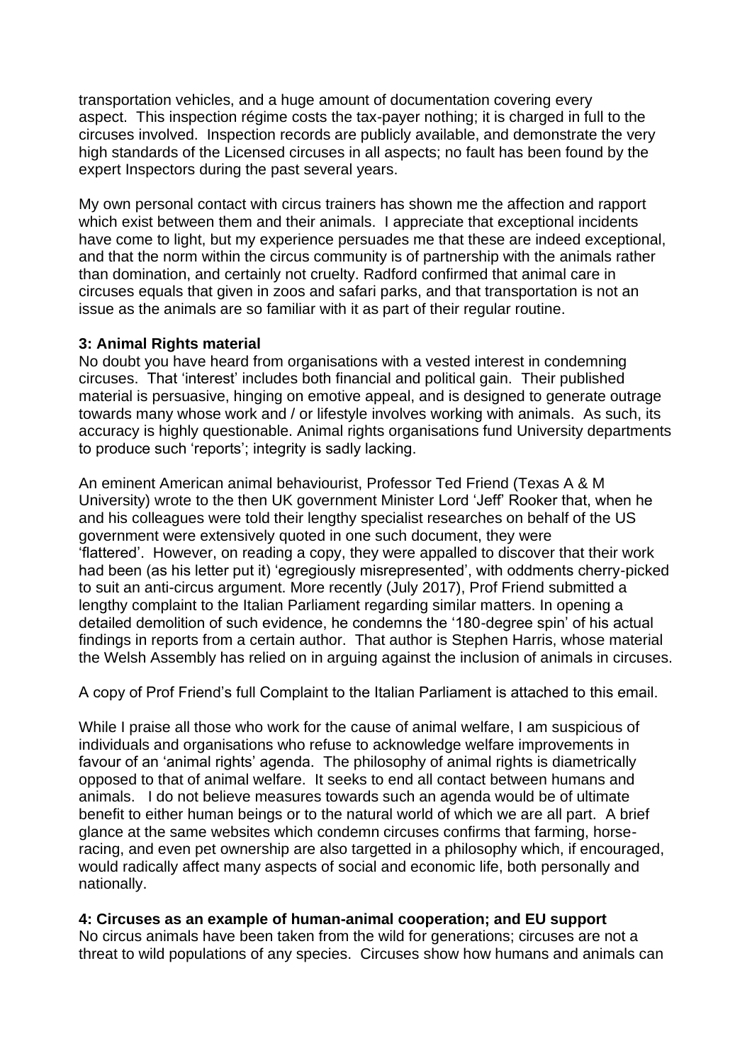transportation vehicles, and a huge amount of documentation covering every aspect. This inspection régime costs the tax-payer nothing; it is charged in full to the circuses involved. Inspection records are publicly available, and demonstrate the very high standards of the Licensed circuses in all aspects; no fault has been found by the expert Inspectors during the past several years.

My own personal contact with circus trainers has shown me the affection and rapport which exist between them and their animals. I appreciate that exceptional incidents have come to light, but my experience persuades me that these are indeed exceptional, and that the norm within the circus community is of partnership with the animals rather than domination, and certainly not cruelty. Radford confirmed that animal care in circuses equals that given in zoos and safari parks, and that transportation is not an issue as the animals are so familiar with it as part of their regular routine.

**3: Animal Rights material**

No doubt you have heard from organisations with a vested interest in condemning circuses. That 'interest' includes both financial and political gain. Their published material is persuasive, hinging on emotive appeal, and is designed to generate outrage towards many whose work and / or lifestyle involves working with animals. As such, its accuracy is highly questionable. Animal rights organisations fund University departments to produce such 'reports'; integrity is sadly lacking.

An eminent American animal behaviourist, Professor Ted Friend (Texas A & M University) wrote to the then UK government Minister Lord 'Jeff' Rooker that, when he and his colleagues were told their lengthy specialist researches on behalf of the US government were extensively quoted in one such document, they were 'flattered'. However, on reading a copy, they were appalled to discover that their work had been (as his letter put it) 'egregiously misrepresented', with oddments cherry-picked to suit an anti-circus argument. More recently (July 2017), Prof Friend submitted a lengthy complaint to the Italian Parliament regarding similar matters. In opening a detailed demolition of such evidence, he condemns the '180-degree spin' of his actual findings in reports from a certain author. That author is Stephen Harris, whose material the Welsh Assembly has relied on in arguing against the inclusion of animals in circuses.

A copy of Prof Friend's full Complaint to the Italian Parliament is attached to this email.

While I praise all those who work for the cause of animal welfare, I am suspicious of individuals and organisations who refuse to acknowledge welfare improvements in favour of an 'animal rights' agenda. The philosophy of animal rights is diametrically opposed to that of animal welfare. It seeks to end all contact between humans and animals. I do not believe measures towards such an agenda would be of ultimate benefit to either human beings or to the natural world of which we are all part. A brief glance at the same websites which condemn circuses confirms that farming, horse-racing, and even pet ownership are also targetted in a philosophy which, if encouraged, would radically affect many aspects of social and economic life, both personally and nationally.

**4: Circuses as an example of human-animal cooperation; and EU support**

No circus animals have been taken from the wild for generations; circuses are not a threat to wild populations of any species. Circuses show how humans and animals can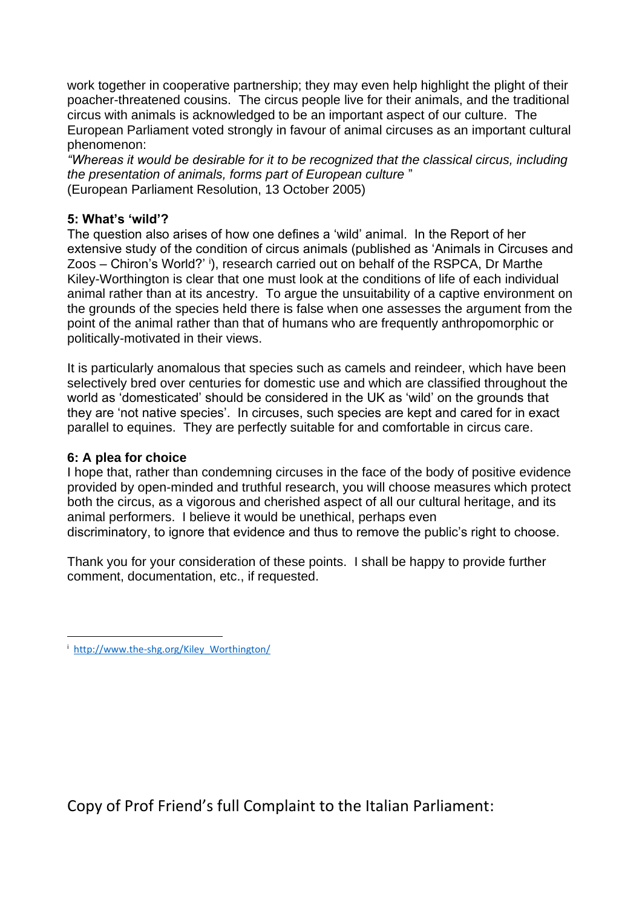work together in cooperative partnership; they may even help highlight the plight of their poacher-threatened cousins. The circus people live for their animals, and the traditional circus with animals is acknowledged to be an important aspect of our culture. The European Parliament voted strongly in favour of animal circuses as an important cultural phenomenon:

*"Whereas it would be desirable for it to be recognized that the classical circus, including the presentation of animals, forms part of European culture* "
(European Parliament Resolution, 13 October 2005)

**5: What's 'wild'?**

The question also arises of how one defines a 'wild' animal. In the Report of her extensive study of the condition of circus animals (published as 'Animals in Circuses and Zoos – Chiron's World?' [i]), research carried out on behalf of the RSPCA, Dr Marthe Kiley-Worthington is clear that one must look at the conditions of life of each individual animal rather than at its ancestry. To argue the unsuitability of a captive environment on the grounds of the species held there is false when one assesses the argument from the point of the animal rather than that of humans who are frequently anthropomorphic or politically-motivated in their views.

It is particularly anomalous that species such as camels and reindeer, which have been selectively bred over centuries for domestic use and which are classified throughout the world as 'domesticated' should be considered in the UK as 'wild' on the grounds that they are 'not native species'. In circuses, such species are kept and cared for in exact parallel to equines. They are perfectly suitable for and comfortable in circus care.

**6: A plea for choice**

I hope that, rather than condemning circuses in the face of the body of positive evidence provided by open-minded and truthful research, you will choose measures which protect both the circus, as a vigorous and cherished aspect of all our cultural heritage, and its animal performers. I believe it would be unethical, perhaps even discriminatory, to ignore that evidence and thus to remove the public's right to choose.

Thank you for your consideration of these points. I shall be happy to provide further comment, documentation, etc., if requested.

---

[i] http://www.the-shg.org/Kiley_Worthington/

Copy of Prof Friend's full Complaint to the Italian Parliament: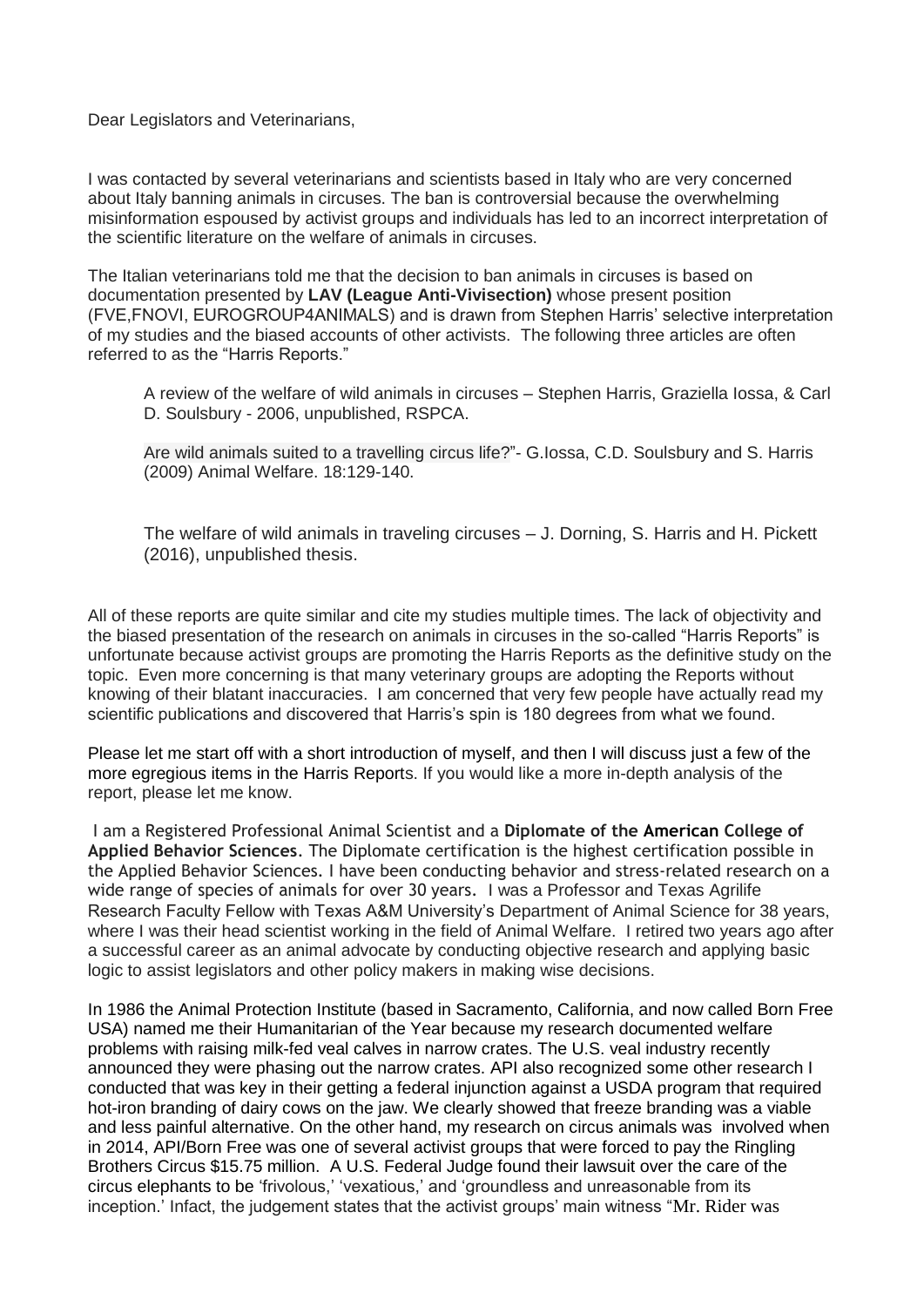Dear Legislators and Veterinarians,

I was contacted by several veterinarians and scientists based in Italy who are very concerned about Italy banning animals in circuses. The ban is controversial because the overwhelming misinformation espoused by activist groups and individuals has led to an incorrect interpretation of the scientific literature on the welfare of animals in circuses.

The Italian veterinarians told me that the decision to ban animals in circuses is based on documentation presented by **LAV (League Anti-Vivisection)** whose present position (FVE,FNOVI, EUROGROUP4ANIMALS) and is drawn from Stephen Harris' selective interpretation of my studies and the biased accounts of other activists. The following three articles are often referred to as the "Harris Reports."

> A review of the welfare of wild animals in circuses – Stephen Harris, Graziella Iossa, & Carl D. Soulsbury - 2006, unpublished, RSPCA.
>
> Are wild animals suited to a travelling circus life?"- G.Iossa, C.D. Soulsbury and S. Harris (2009) Animal Welfare. 18:129-140.
>
> The welfare of wild animals in traveling circuses – J. Dorning, S. Harris and H. Pickett (2016), unpublished thesis.

All of these reports are quite similar and cite my studies multiple times. The lack of objectivity and the biased presentation of the research on animals in circuses in the so-called "Harris Reports" is unfortunate because activist groups are promoting the Harris Reports as the definitive study on the topic. Even more concerning is that many veterinary groups are adopting the Reports without knowing of their blatant inaccuracies. I am concerned that very few people have actually read my scientific publications and discovered that Harris's spin is 180 degrees from what we found.

Please let me start off with a short introduction of myself, and then I will discuss just a few of the more egregious items in the Harris Reports. If you would like a more in-depth analysis of the report, please let me know.

I am a Registered Professional Animal Scientist and a **Diplomate of the American College of Applied Behavior Sciences**. The Diplomate certification is the highest certification possible in the Applied Behavior Sciences. I have been conducting behavior and stress-related research on a wide range of species of animals for over 30 years. I was a Professor and Texas Agrilife Research Faculty Fellow with Texas A&M University's Department of Animal Science for 38 years, where I was their head scientist working in the field of Animal Welfare. I retired two years ago after a successful career as an animal advocate by conducting objective research and applying basic logic to assist legislators and other policy makers in making wise decisions.

In 1986 the Animal Protection Institute (based in Sacramento, California, and now called Born Free USA) named me their Humanitarian of the Year because my research documented welfare problems with raising milk-fed veal calves in narrow crates. The U.S. veal industry recently announced they were phasing out the narrow crates. API also recognized some other research I conducted that was key in their getting a federal injunction against a USDA program that required hot-iron branding of dairy cows on the jaw. We clearly showed that freeze branding was a viable and less painful alternative. On the other hand, my research on circus animals was involved when in 2014, API/Born Free was one of several activist groups that were forced to pay the Ringling Brothers Circus $15.75 million. A U.S. Federal Judge found their lawsuit over the care of the circus elephants to be 'frivolous,' 'vexatious,' and 'groundless and unreasonable from its inception.' Infact, the judgement states that the activist groups' main witness "Mr. Rider was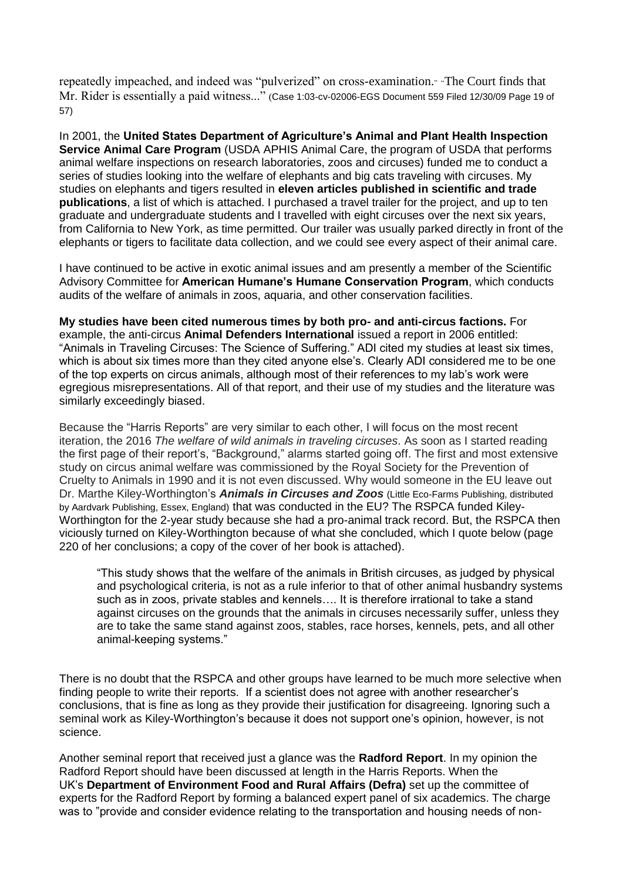repeatedly impeached, and indeed was "pulverized" on cross-examination." "The Court finds that Mr. Rider is essentially a paid witness..." (Case 1:03-cv-02006-EGS Document 559 Filed 12/30/09 Page 19 of 57)

In 2001, the **United States Department of Agriculture's Animal and Plant Health Inspection Service Animal Care Program** (USDA APHIS Animal Care, the program of USDA that performs animal welfare inspections on research laboratories, zoos and circuses) funded me to conduct a series of studies looking into the welfare of elephants and big cats traveling with circuses. My studies on elephants and tigers resulted in **eleven articles published in scientific and trade publications**, a list of which is attached. I purchased a travel trailer for the project, and up to ten graduate and undergraduate students and I travelled with eight circuses over the next six years, from California to New York, as time permitted. Our trailer was usually parked directly in front of the elephants or tigers to facilitate data collection, and we could see every aspect of their animal care.

I have continued to be active in exotic animal issues and am presently a member of the Scientific Advisory Committee for **American Humane's Humane Conservation Program**, which conducts audits of the welfare of animals in zoos, aquaria, and other conservation facilities.

**My studies have been cited numerous times by both pro- and anti-circus factions.** For example, the anti-circus **Animal Defenders International** issued a report in 2006 entitled: "Animals in Traveling Circuses: The Science of Suffering." ADI cited my studies at least six times, which is about six times more than they cited anyone else's. Clearly ADI considered me to be one of the top experts on circus animals, although most of their references to my lab's work were egregious misrepresentations. All of that report, and their use of my studies and the literature was similarly exceedingly biased.

Because the "Harris Reports" are very similar to each other, I will focus on the most recent iteration, the 2016 *The welfare of wild animals in traveling circuses*. As soon as I started reading the first page of their report's, "Background," alarms started going off. The first and most extensive study on circus animal welfare was commissioned by the Royal Society for the Prevention of Cruelty to Animals in 1990 and it is not even discussed. Why would someone in the EU leave out Dr. Marthe Kiley-Worthington's ***Animals in Circuses and Zoos*** (Little Eco-Farms Publishing, distributed by Aardvark Publishing, Essex, England) that was conducted in the EU? The RSPCA funded Kiley-Worthington for the 2-year study because she had a pro-animal track record. But, the RSPCA then viciously turned on Kiley-Worthington because of what she concluded, which I quote below (page 220 of her conclusions; a copy of the cover of her book is attached).

> "This study shows that the welfare of the animals in British circuses, as judged by physical and psychological criteria, is not as a rule inferior to that of other animal husbandry systems such as in zoos, private stables and kennels…. It is therefore irrational to take a stand against circuses on the grounds that the animals in circuses necessarily suffer, unless they are to take the same stand against zoos, stables, race horses, kennels, pets, and all other animal-keeping systems."

There is no doubt that the RSPCA and other groups have learned to be much more selective when finding people to write their reports. If a scientist does not agree with another researcher's conclusions, that is fine as long as they provide their justification for disagreeing. Ignoring such a seminal work as Kiley-Worthington's because it does not support one's opinion, however, is not science.

Another seminal report that received just a glance was the **Radford Report**. In my opinion the Radford Report should have been discussed at length in the Harris Reports. When the UK's **Department of Environment Food and Rural Affairs (Defra)** set up the committee of experts for the Radford Report by forming a balanced expert panel of six academics. The charge was to "provide and consider evidence relating to the transportation and housing needs of non-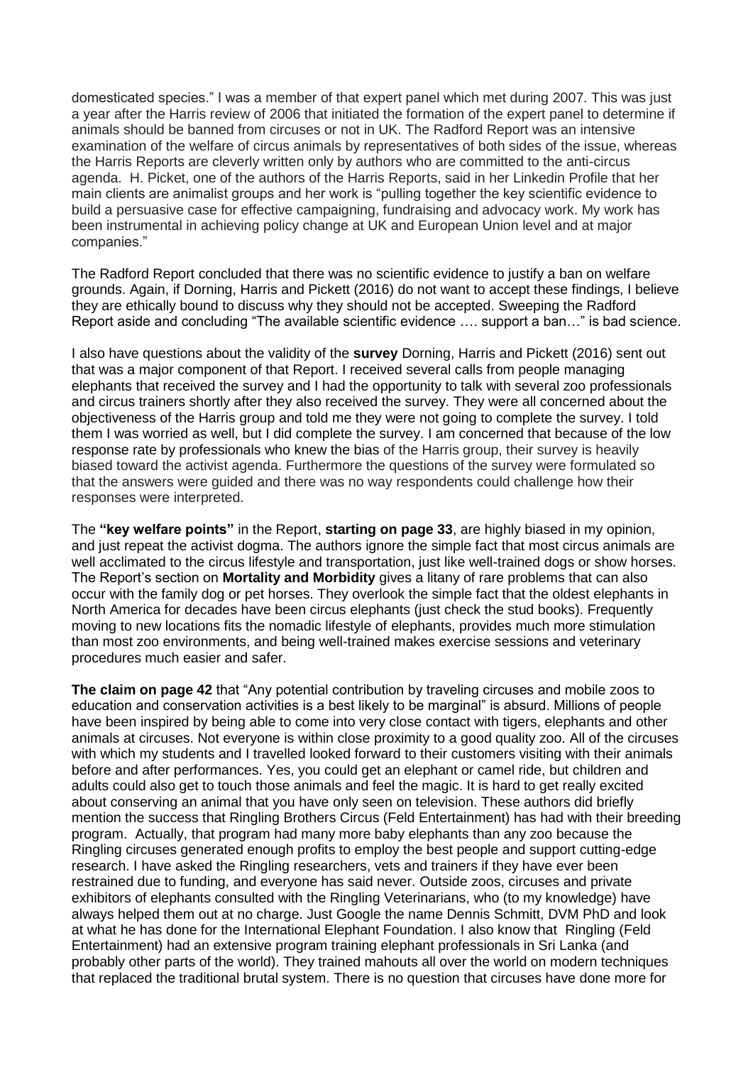domesticated species." I was a member of that expert panel which met during 2007. This was just a year after the Harris review of 2006 that initiated the formation of the expert panel to determine if animals should be banned from circuses or not in UK. The Radford Report was an intensive examination of the welfare of circus animals by representatives of both sides of the issue, whereas the Harris Reports are cleverly written only by authors who are committed to the anti-circus agenda. H. Picket, one of the authors of the Harris Reports, said in her Linkedin Profile that her main clients are animalist groups and her work is "pulling together the key scientific evidence to build a persuasive case for effective campaigning, fundraising and advocacy work. My work has been instrumental in achieving policy change at UK and European Union level and at major companies."

The Radford Report concluded that there was no scientific evidence to justify a ban on welfare grounds. Again, if Dorning, Harris and Pickett (2016) do not want to accept these findings, I believe they are ethically bound to discuss why they should not be accepted. Sweeping the Radford Report aside and concluding "The available scientific evidence …. support a ban…" is bad science.

I also have questions about the validity of the **survey** Dorning, Harris and Pickett (2016) sent out that was a major component of that Report. I received several calls from people managing elephants that received the survey and I had the opportunity to talk with several zoo professionals and circus trainers shortly after they also received the survey. They were all concerned about the objectiveness of the Harris group and told me they were not going to complete the survey. I told them I was worried as well, but I did complete the survey. I am concerned that because of the low response rate by professionals who knew the bias of the Harris group, their survey is heavily biased toward the activist agenda. Furthermore the questions of the survey were formulated so that the answers were guided and there was no way respondents could challenge how their responses were interpreted.

The **"key welfare points"** in the Report, **starting on page 33**, are highly biased in my opinion, and just repeat the activist dogma. The authors ignore the simple fact that most circus animals are well acclimated to the circus lifestyle and transportation, just like well-trained dogs or show horses. The Report's section on **Mortality and Morbidity** gives a litany of rare problems that can also occur with the family dog or pet horses. They overlook the simple fact that the oldest elephants in North America for decades have been circus elephants (just check the stud books). Frequently moving to new locations fits the nomadic lifestyle of elephants, provides much more stimulation than most zoo environments, and being well-trained makes exercise sessions and veterinary procedures much easier and safer.

**The claim on page 42** that "Any potential contribution by traveling circuses and mobile zoos to education and conservation activities is a best likely to be marginal" is absurd. Millions of people have been inspired by being able to come into very close contact with tigers, elephants and other animals at circuses. Not everyone is within close proximity to a good quality zoo. All of the circuses with which my students and I travelled looked forward to their customers visiting with their animals before and after performances. Yes, you could get an elephant or camel ride, but children and adults could also get to touch those animals and feel the magic. It is hard to get really excited about conserving an animal that you have only seen on television. These authors did briefly mention the success that Ringling Brothers Circus (Feld Entertainment) has had with their breeding program. Actually, that program had many more baby elephants than any zoo because the Ringling circuses generated enough profits to employ the best people and support cutting-edge research. I have asked the Ringling researchers, vets and trainers if they have ever been restrained due to funding, and everyone has said never. Outside zoos, circuses and private exhibitors of elephants consulted with the Ringling Veterinarians, who (to my knowledge) have always helped them out at no charge. Just Google the name Dennis Schmitt, DVM PhD and look at what he has done for the International Elephant Foundation. I also know that Ringling (Feld Entertainment) had an extensive program training elephant professionals in Sri Lanka (and probably other parts of the world). They trained mahouts all over the world on modern techniques that replaced the traditional brutal system. There is no question that circuses have done more for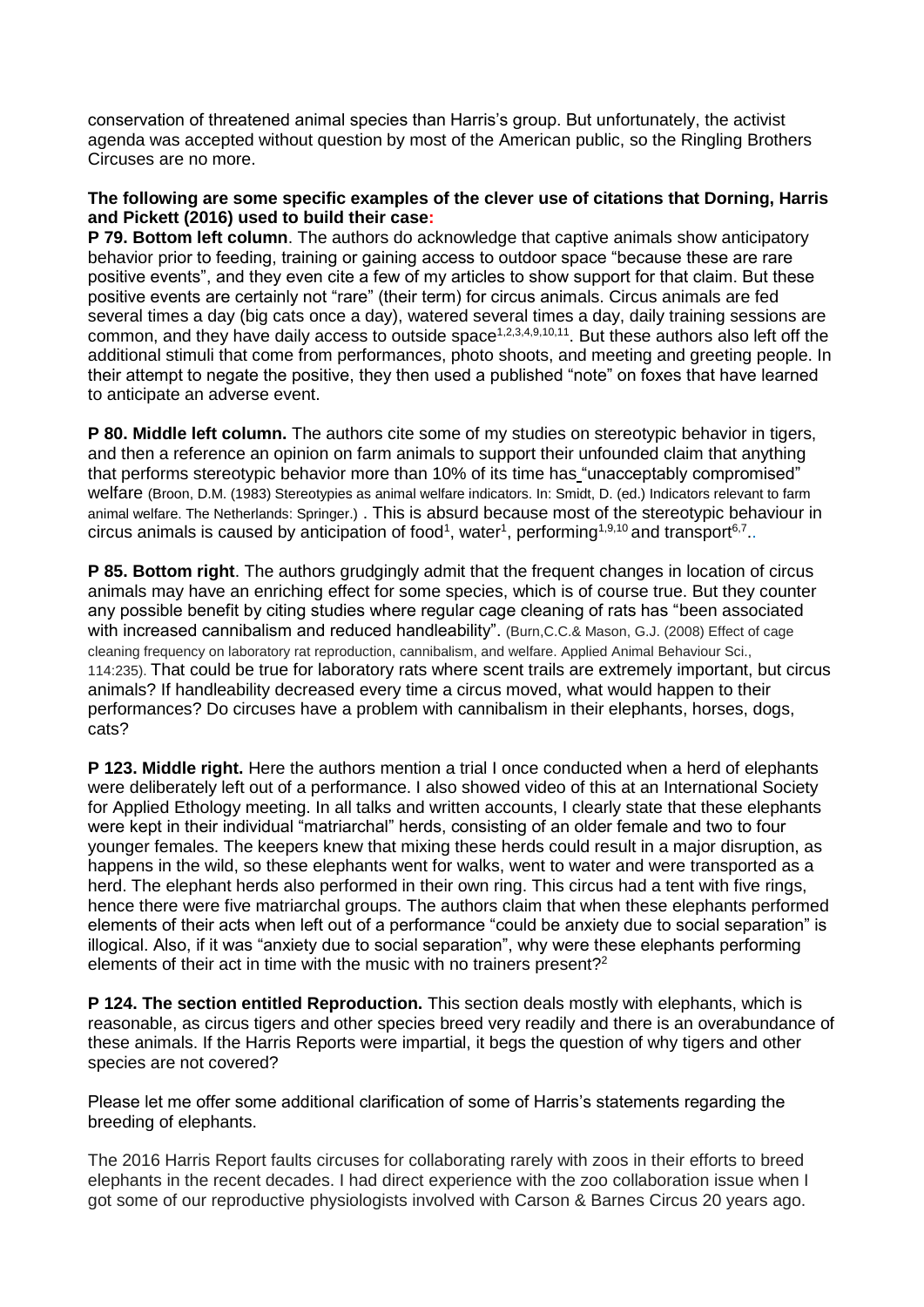conservation of threatened animal species than Harris's group. But unfortunately, the activist agenda was accepted without question by most of the American public, so the Ringling Brothers Circuses are no more.

**The following are some specific examples of the clever use of citations that Dorning, Harris and Pickett (2016) used to build their case:**

**P 79. Bottom left column**. The authors do acknowledge that captive animals show anticipatory behavior prior to feeding, training or gaining access to outdoor space "because these are rare positive events", and they even cite a few of my articles to show support for that claim. But these positive events are certainly not "rare" (their term) for circus animals. Circus animals are fed several times a day (big cats once a day), watered several times a day, daily training sessions are common, and they have daily access to outside space[1,2,3,4,9,10,11]. But these authors also left off the additional stimuli that come from performances, photo shoots, and meeting and greeting people. In their attempt to negate the positive, they then used a published "note" on foxes that have learned to anticipate an adverse event.

**P 80. Middle left column.** The authors cite some of my studies on stereotypic behavior in tigers, and then a reference an opinion on farm animals to support their unfounded claim that anything that performs stereotypic behavior more than 10% of its time has "unacceptably compromised" welfare (Broon, D.M. (1983) Stereotypies as animal welfare indicators. In: Smidt, D. (ed.) Indicators relevant to farm animal welfare. The Netherlands: Springer.) . This is absurd because most of the stereotypic behaviour in circus animals is caused by anticipation of food[1], water[1], performing[1,9,10] and transport[6,7]..

**P 85. Bottom right**. The authors grudgingly admit that the frequent changes in location of circus animals may have an enriching effect for some species, which is of course true. But they counter any possible benefit by citing studies where regular cage cleaning of rats has "been associated with increased cannibalism and reduced handleability". (Burn,C.C.& Mason, G.J. (2008) Effect of cage cleaning frequency on laboratory rat reproduction, cannibalism, and welfare. Applied Animal Behaviour Sci., 114:235). That could be true for laboratory rats where scent trails are extremely important, but circus animals? If handleability decreased every time a circus moved, what would happen to their performances? Do circuses have a problem with cannibalism in their elephants, horses, dogs, cats?

**P 123. Middle right.** Here the authors mention a trial I once conducted when a herd of elephants were deliberately left out of a performance. I also showed video of this at an International Society for Applied Ethology meeting. In all talks and written accounts, I clearly state that these elephants were kept in their individual "matriarchal" herds, consisting of an older female and two to four younger females. The keepers knew that mixing these herds could result in a major disruption, as happens in the wild, so these elephants went for walks, went to water and were transported as a herd. The elephant herds also performed in their own ring. This circus had a tent with five rings, hence there were five matriarchal groups. The authors claim that when these elephants performed elements of their acts when left out of a performance "could be anxiety due to social separation" is illogical. Also, if it was "anxiety due to social separation", why were these elephants performing elements of their act in time with the music with no trainers present?[2]

**P 124. The section entitled Reproduction.** This section deals mostly with elephants, which is reasonable, as circus tigers and other species breed very readily and there is an overabundance of these animals. If the Harris Reports were impartial, it begs the question of why tigers and other species are not covered?

Please let me offer some additional clarification of some of Harris's statements regarding the breeding of elephants.

The 2016 Harris Report faults circuses for collaborating rarely with zoos in their efforts to breed elephants in the recent decades. I had direct experience with the zoo collaboration issue when I got some of our reproductive physiologists involved with Carson & Barnes Circus 20 years ago.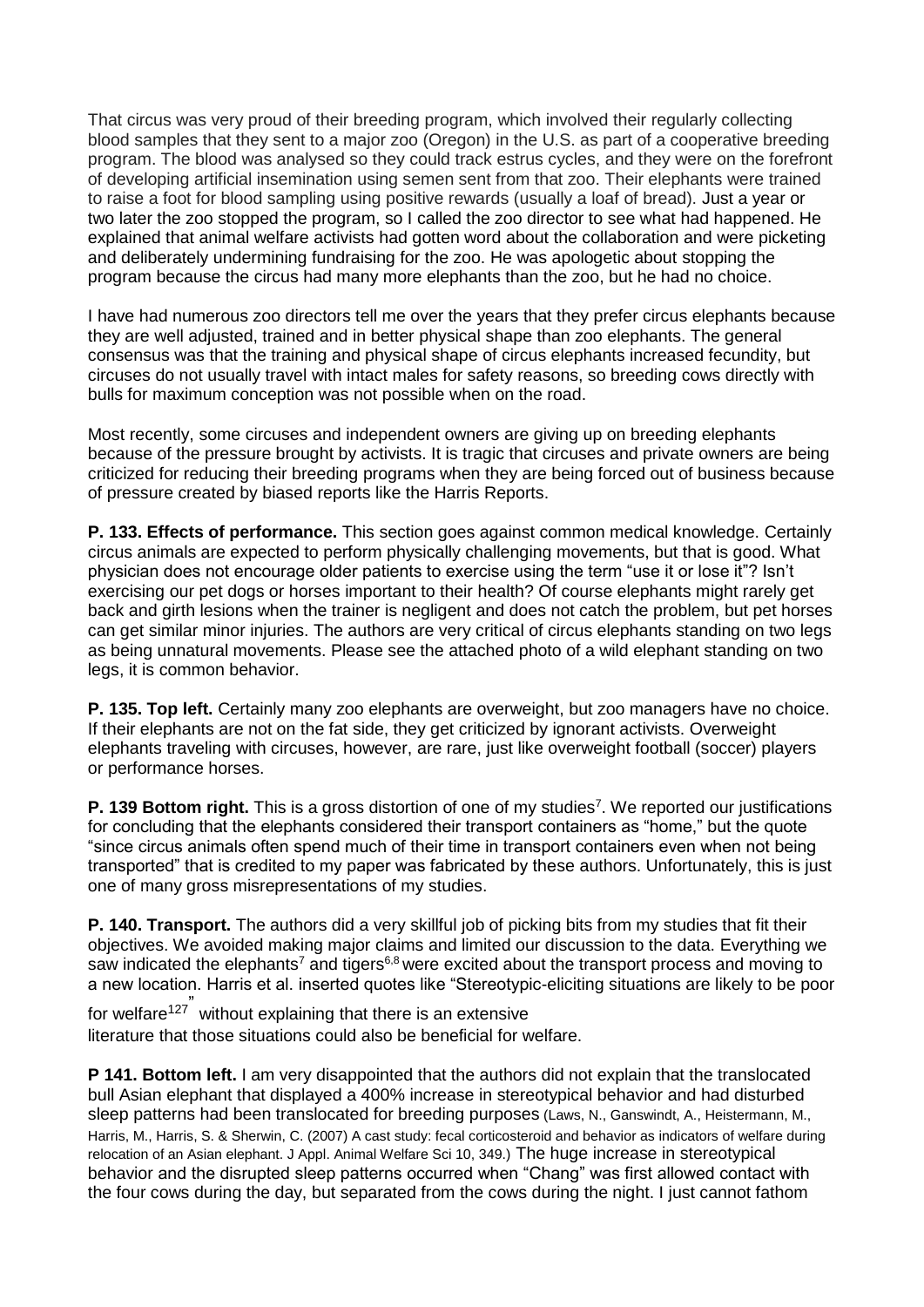That circus was very proud of their breeding program, which involved their regularly collecting blood samples that they sent to a major zoo (Oregon) in the U.S. as part of a cooperative breeding program. The blood was analysed so they could track estrus cycles, and they were on the forefront of developing artificial insemination using semen sent from that zoo. Their elephants were trained to raise a foot for blood sampling using positive rewards (usually a loaf of bread). Just a year or two later the zoo stopped the program, so I called the zoo director to see what had happened. He explained that animal welfare activists had gotten word about the collaboration and were picketing and deliberately undermining fundraising for the zoo. He was apologetic about stopping the program because the circus had many more elephants than the zoo, but he had no choice.

I have had numerous zoo directors tell me over the years that they prefer circus elephants because they are well adjusted, trained and in better physical shape than zoo elephants. The general consensus was that the training and physical shape of circus elephants increased fecundity, but circuses do not usually travel with intact males for safety reasons, so breeding cows directly with bulls for maximum conception was not possible when on the road.

Most recently, some circuses and independent owners are giving up on breeding elephants because of the pressure brought by activists. It is tragic that circuses and private owners are being criticized for reducing their breeding programs when they are being forced out of business because of pressure created by biased reports like the Harris Reports.

**P. 133. Effects of performance.** This section goes against common medical knowledge. Certainly circus animals are expected to perform physically challenging movements, but that is good. What physician does not encourage older patients to exercise using the term "use it or lose it"? Isn't exercising our pet dogs or horses important to their health? Of course elephants might rarely get back and girth lesions when the trainer is negligent and does not catch the problem, but pet horses can get similar minor injuries. The authors are very critical of circus elephants standing on two legs as being unnatural movements. Please see the attached photo of a wild elephant standing on two legs, it is common behavior.

**P. 135. Top left.** Certainly many zoo elephants are overweight, but zoo managers have no choice. If their elephants are not on the fat side, they get criticized by ignorant activists. Overweight elephants traveling with circuses, however, are rare, just like overweight football (soccer) players or performance horses.

**P. 139 Bottom right.** This is a gross distortion of one of my studies[7]. We reported our justifications for concluding that the elephants considered their transport containers as "home," but the quote "since circus animals often spend much of their time in transport containers even when not being transported" that is credited to my paper was fabricated by these authors. Unfortunately, this is just one of many gross misrepresentations of my studies.

**P. 140. Transport.** The authors did a very skillful job of picking bits from my studies that fit their objectives. We avoided making major claims and limited our discussion to the data. Everything we saw indicated the elephants[7] and tigers[6,8] were excited about the transport process and moving to a new location. Harris et al. inserted quotes like "Stereotypic-eliciting situations are likely to be poor for welfare[127]" without explaining that there is an extensive literature that those situations could also be beneficial for welfare.

**P 141. Bottom left.** I am very disappointed that the authors did not explain that the translocated bull Asian elephant that displayed a 400% increase in stereotypical behavior and had disturbed sleep patterns had been translocated for breeding purposes (Laws, N., Ganswindt, A., Heistermann, M., Harris, M., Harris, S. & Sherwin, C. (2007) A cast study: fecal corticosteroid and behavior as indicators of welfare during relocation of an Asian elephant. J Appl. Animal Welfare Sci 10, 349.) The huge increase in stereotypical behavior and the disrupted sleep patterns occurred when "Chang" was first allowed contact with the four cows during the day, but separated from the cows during the night. I just cannot fathom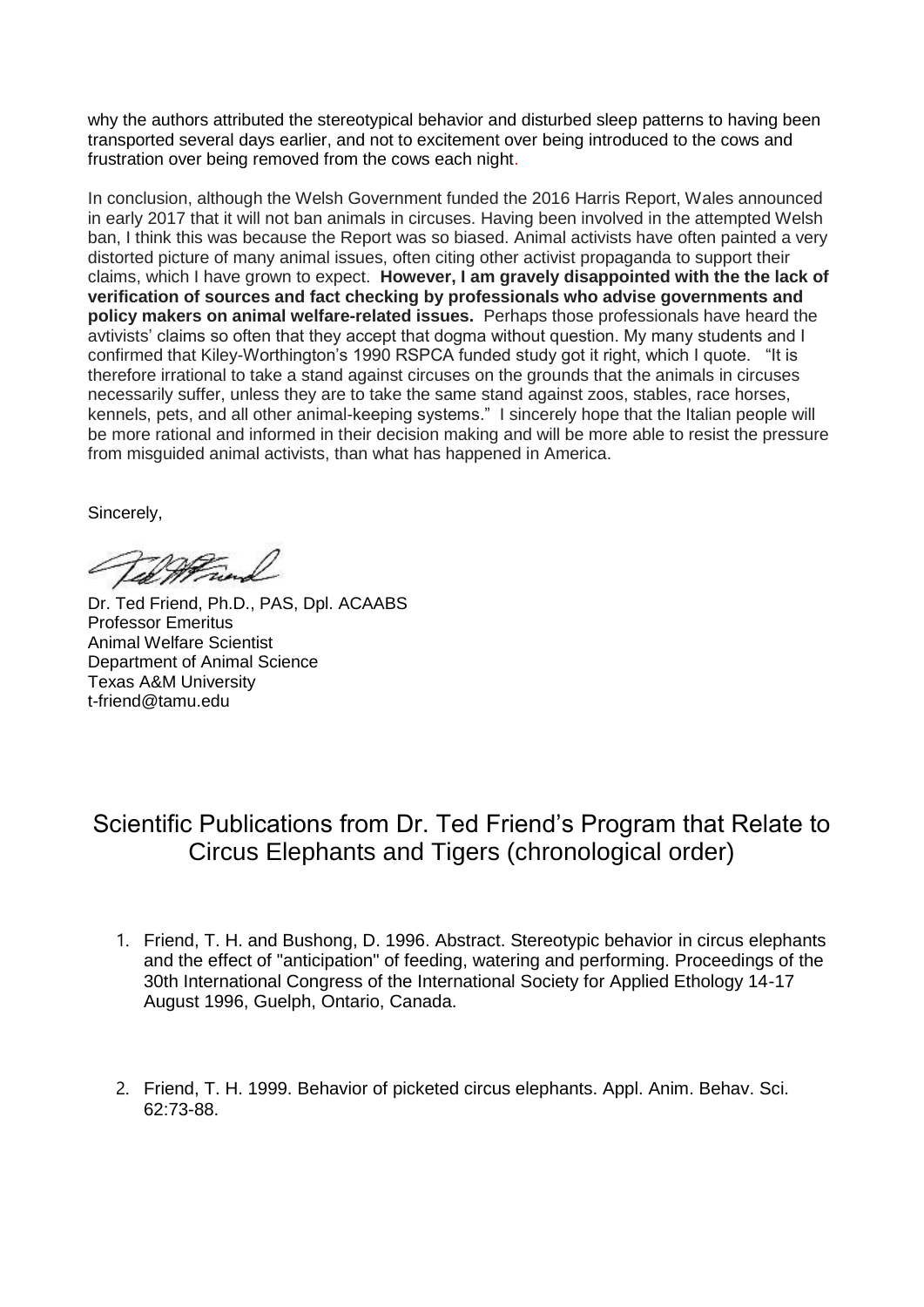why the authors attributed the stereotypical behavior and disturbed sleep patterns to having been transported several days earlier, and not to excitement over being introduced to the cows and frustration over being removed from the cows each night.

In conclusion, although the Welsh Government funded the 2016 Harris Report, Wales announced in early 2017 that it will not ban animals in circuses. Having been involved in the attempted Welsh ban, I think this was because the Report was so biased. Animal activists have often painted a very distorted picture of many animal issues, often citing other activist propaganda to support their claims, which I have grown to expect. **However, I am gravely disappointed with the the lack of verification of sources and fact checking by professionals who advise governments and policy makers on animal welfare-related issues.** Perhaps those professionals have heard the avtivists' claims so often that they accept that dogma without question. My many students and I confirmed that Kiley-Worthington's 1990 RSPCA funded study got it right, which I quote. "It is therefore irrational to take a stand against circuses on the grounds that the animals in circuses necessarily suffer, unless they are to take the same stand against zoos, stables, race horses, kennels, pets, and all other animal-keeping systems." I sincerely hope that the Italian people will be more rational and informed in their decision making and will be more able to resist the pressure from misguided animal activists, than what has happened in America.

Sincerely,

Dr. Ted Friend, Ph.D., PAS, Dpl. ACAABS
Professor Emeritus
Animal Welfare Scientist
Department of Animal Science
Texas A&M University
t-friend@tamu.edu

## Scientific Publications from Dr. Ted Friend's Program that Relate to Circus Elephants and Tigers (chronological order)

1. Friend, T. H. and Bushong, D. 1996. Abstract. Stereotypic behavior in circus elephants and the effect of "anticipation" of feeding, watering and performing. Proceedings of the 30th International Congress of the International Society for Applied Ethology 14-17 August 1996, Guelph, Ontario, Canada.

2. Friend, T. H. 1999. Behavior of picketed circus elephants. Appl. Anim. Behav. Sci. 62:73-88.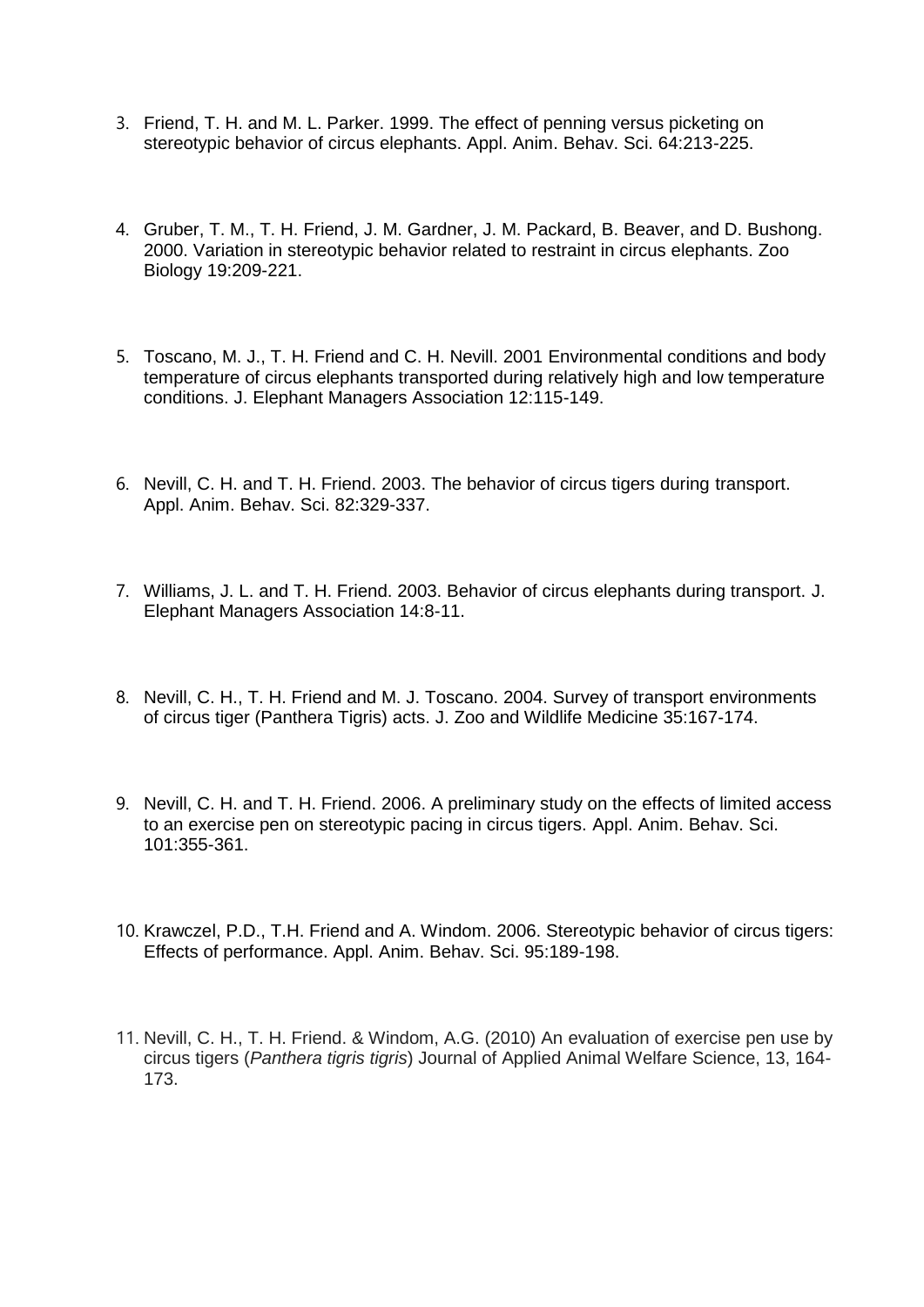3. Friend, T. H. and M. L. Parker. 1999. The effect of penning versus picketing on stereotypic behavior of circus elephants. Appl. Anim. Behav. Sci. 64:213-225.

4. Gruber, T. M., T. H. Friend, J. M. Gardner, J. M. Packard, B. Beaver, and D. Bushong. 2000. Variation in stereotypic behavior related to restraint in circus elephants. Zoo Biology 19:209-221.

5. Toscano, M. J., T. H. Friend and C. H. Nevill. 2001 Environmental conditions and body temperature of circus elephants transported during relatively high and low temperature conditions. J. Elephant Managers Association 12:115-149.

6. Nevill, C. H. and T. H. Friend. 2003. The behavior of circus tigers during transport. Appl. Anim. Behav. Sci. 82:329-337.

7. Williams, J. L. and T. H. Friend. 2003. Behavior of circus elephants during transport. J. Elephant Managers Association 14:8-11.

8. Nevill, C. H., T. H. Friend and M. J. Toscano. 2004. Survey of transport environments of circus tiger (Panthera Tigris) acts. J. Zoo and Wildlife Medicine 35:167-174.

9. Nevill, C. H. and T. H. Friend. 2006. A preliminary study on the effects of limited access to an exercise pen on stereotypic pacing in circus tigers. Appl. Anim. Behav. Sci. 101:355-361.

10. Krawczel, P.D., T.H. Friend and A. Windom. 2006. Stereotypic behavior of circus tigers: Effects of performance. Appl. Anim. Behav. Sci. 95:189-198.

11. Nevill, C. H., T. H. Friend. & Windom, A.G. (2010) An evaluation of exercise pen use by circus tigers (*Panthera tigris tigris*) Journal of Applied Animal Welfare Science, 13, 164-173.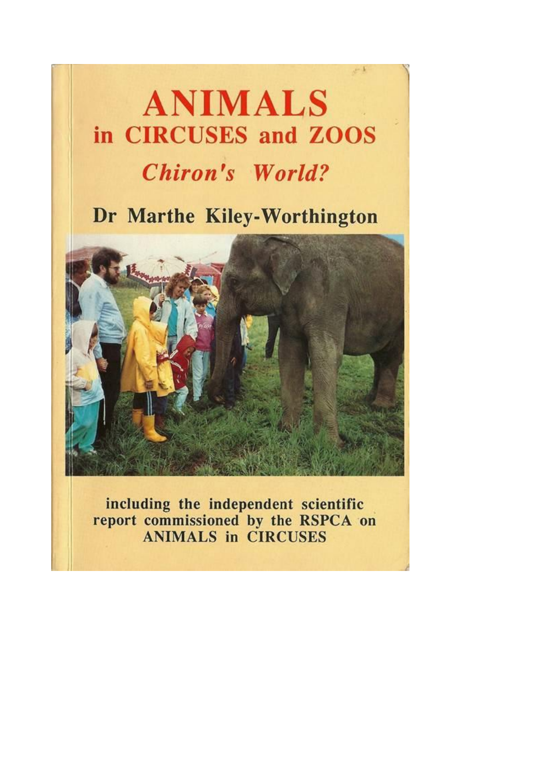# ANIMALS in CIRCUSES and ZOOS

## *Chiron's World?*

**Dr Marthe Kiley-Worthington**

**including the independent scientific report commissioned by the RSPCA on ANIMALS in CIRCUSES**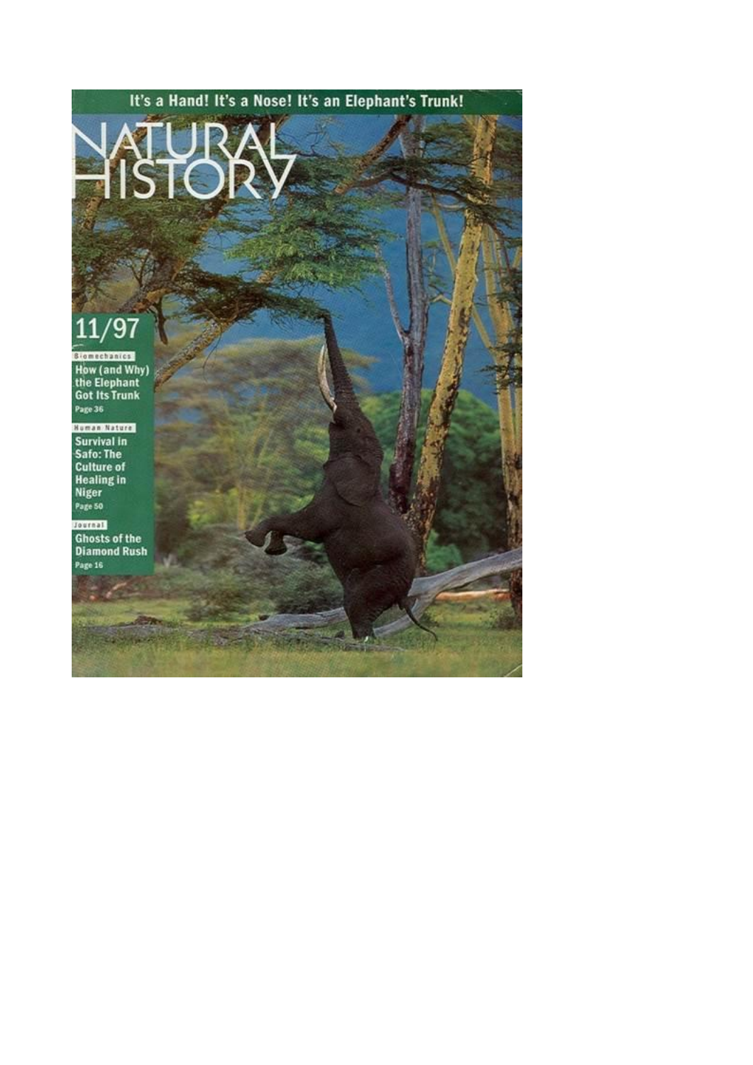It's a Hand! It's a Nose! It's an Elephant's Trunk!

# NATURAL HISTORY

11/97

Biomechanics

**How (and Why) the Elephant Got Its Trunk**

Page 36

Human Nature

**Survival in Safo: The Culture of Healing in Niger**

Page 50

Journal

**Ghosts of the Diamond Rush**

Page 16